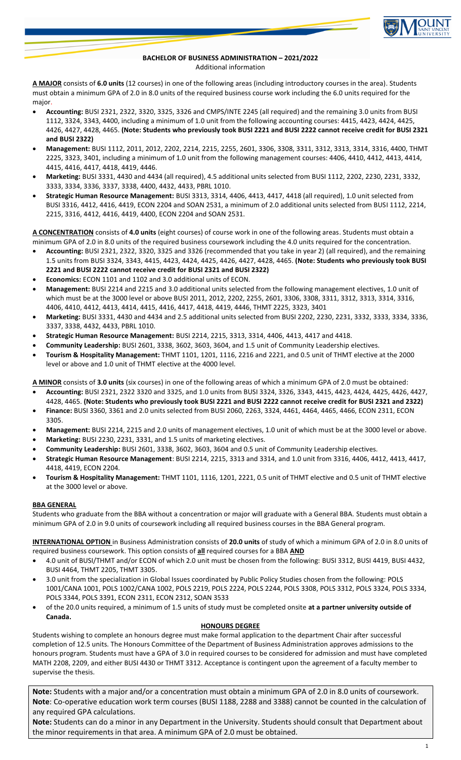## BACHELOR OF BUSINESS ADMINISTRATION – 2021/2022

Additional information

**A MAJOR** consists of **6.0 units** (12 courses) in one of the following areas (including introductory courses in the area). Students must obtain a minimum GPA of 2.0 in 8.0 units of the required business course work including the 6.0 units required for the major.

- **Accounting:** BUSI 2321, 2322, 3320, 3325, 3326 and CMPS/INTE 2245 (all required) and the remaining 3.0 units from BUSI 1112, 3324, 3343, 4400, including a minimum of 1.0 unit from the following accounting courses: 4415, 4423, 4424, 4425, 4426, 4427, 4428, 4465. **(Note: Students who previously took BUSI 2221 and BUSI 2222 cannot receive credit for BUSI 2321 and BUSI 2322)**
- **Management:** BUSI 1112, 2011, 2012, 2202, 2214, 2215, 2255, 2601, 3306, 3308, 3311, 3312, 3313, 3314, 3316, 4400, THMT 2225, 3323, 3401, including a minimum of 1.0 unit from the following management courses: 4406, 4410, 4412, 4413, 4414, 4415, 4416, 4417, 4418, 4419, 4446.
- **Marketing:** BUSI 3331, 4430 and 4434 (all required), 4.5 additional units selected from BUSI 1112, 2202, 2230, 2231, 3332, 3333, 3334, 3336, 3337, 3338, 4400, 4432, 4433, PBRL 1010.
- **Strategic Human Resource Management:** BUSI 3313, 3314, 4406, 4413, 4417, 4418 (all required), 1.0 unit selected from BUSI 3316, 4412, 4416, 4419, ECON 2204 and SOAN 2531, a minimum of 2.0 additional units selected from BUSI 1112, 2214, 2215, 3316, 4412, 4416, 4419, 4400, ECON 2204 and SOAN 2531.

**A CONCENTRATION** consists of **4.0 units** (eight courses) of course work in one of the following areas. Students must obtain a minimum GPA of 2.0 in 8.0 units of the required business coursework including the 4.0 units required for the concentration.

- **Accounting:** BUSI 2321, 2322, 3320, 3325 and 3326 (recommended that you take in year 2) (all required), and the remaining 1.5 units from BUSI 3324, 3343, 4415, 4423, 4424, 4425, 4426, 4427, 4428, 4465. **(Note: Students who previously took BUSI 2221 and BUSI 2222 cannot receive credit for BUSI 2321 and BUSI 2322)**
- **Economics:** ECON 1101 and 1102 and 3.0 additional units of ECON.
- **Management:** BUSI 2214 and 2215 and 3.0 additional units selected from the following management electives, 1.0 unit of which must be at the 3000 level or above BUSI 2011, 2012, 2202, 2255, 2601, 3306, 3308, 3311, 3312, 3313, 3314, 3316, 4406, 4410, 4412, 4413, 4414, 4415, 4416, 4417, 4418, 4419, 4446, THMT 2225, 3323, 3401
- **Marketing:** BUSI 3331, 4430 and 4434 and 2.5 additional units selected from BUSI 2202, 2230, 2231, 3332, 3333, 3334, 3336, 3337, 3338, 4432, 4433, PBRL 1010.
- **Strategic Human Resource Management:** BUSI 2214, 2215, 3313, 3314, 4406, 4413, 4417 and 4418.
- **Community Leadership:** BUSI 2601, 3338, 3602, 3603, 3604, and 1.5 unit of Community Leadership electives.
- **Tourism & Hospitality Management:** THMT 1101, 1201, 1116, 2216 and 2221, and 0.5 unit of THMT elective at the 2000 level or above and 1.0 unit of THMT elective at the 4000 level.

**A MINOR** consists of **3.0 units** (six courses) in one of the following areas of which a minimum GPA of 2.0 must be obtained:

- **Accounting:** BUSI 2321, 2322 3320 and 3325, and 1.0 units from BUSI 3324, 3326, 3343, 4415, 4423, 4424, 4425, 4426, 4427, 4428, 4465. **(Note: Students who previously took BUSI 2221 and BUSI 2222 cannot receive credit for BUSI 2321 and 2322)**
- **Finance:** BUSI 3360, 3361 and 2.0 units selected from BUSI 2060, 2263, 3324, 4461, 4464, 4465, 4466, ECON 2311, ECON 3305.
- **Management:** BUSI 2214, 2215 and 2.0 units of management electives, 1.0 unit of which must be at the 3000 level or above.
- **Marketing:** BUSI 2230, 2231, 3331, and 1.5 units of marketing electives.
- **Community Leadership:** BUSI 2601, 3338, 3602, 3603, 3604 and 0.5 unit of Community Leadership electives.
- **Strategic Human Resource Management**: BUSI 2214, 2215, 3313 and 3314, and 1.0 unit from 3316, 4406, 4412, 4413, 4417, 4418, 4419, ECON 2204.
- **Tourism & Hospitality Management:** THMT 1101, 1116, 1201, 2221, 0.5 unit of THMT elective and 0.5 unit of THMT elective at the 3000 level or above.

**BBA GENERAL**

Students who graduate from the BBA without a concentration or major will graduate with a General BBA. Students must obtain a minimum GPA of 2.0 in 9.0 units of coursework including all required business courses in the BBA General program.

**INTERNATIONAL OPTION** in Business Administration consists of **20.0 units** of study of which a minimum GPA of 2.0 in 8.0 units of required business coursework. This option consists of **all** required courses for a BBA **AND**

- 4.0 unit of BUSI/THMT and/or ECON of which 2.0 unit must be chosen from the following: BUSI 3312, BUSI 4419, BUSI 4432, BUSI 4464, THMT 2205, THMT 3305.
- 3.0 unit from the specialization in Global Issues coordinated by Public Policy Studies chosen from the following: POLS 1001/CANA 1001, POLS 1002/CANA 1002, POLS 2219, POLS 2224, POLS 2244, POLS 3308, POLS 3312, POLS 3324, POLS 3334, POLS 3344, POLS 3391, ECON 2311, ECON 2312, SOAN 3533
- of the 20.0 units required, a minimum of 1.5 units of study must be completed onsite **at a partner university outside of Canada.**

**HONOURS DEGREE**

Students wishing to complete an honours degree must make formal application to the department Chair after successful completion of 12.5 units. The Honours Committee of the Department of Business Administration approves admissions to the honours program. Students must have a GPA of 3.0 in required courses to be considered for admission and must have completed MATH 2208, 2209, and either BUSI 4430 or THMT 3312. Acceptance is contingent upon the agreement of a faculty member to supervise the thesis.

**Note:** Students with a major and/or a concentration must obtain a minimum GPA of 2.0 in 8.0 units of coursework.

**Note**: Co-operative education work term courses (BUSI 1188, 2288 and 3388) cannot be counted in the calculation of any required GPA calculations.

**Note:** Students can do a minor in any Department in the University. Students should consult that Department about the minor requirements in that area. A minimum GPA of 2.0 must be obtained.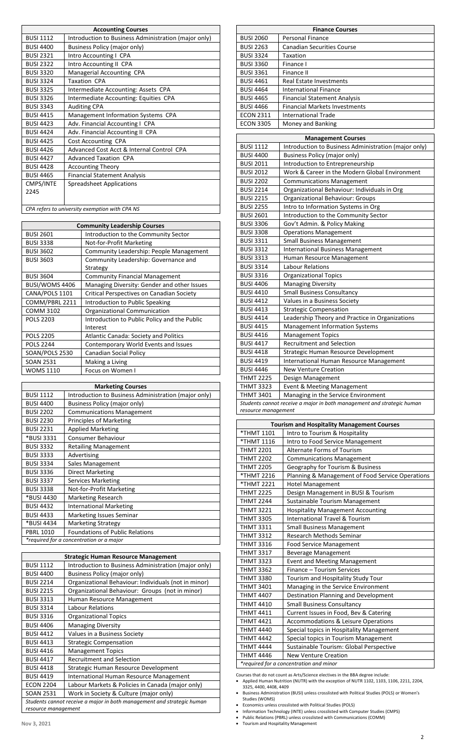| Accounting Courses | |
|---|---|
| BUSI 1112 | Introduction to Business Administration (major only) |
| BUSI 4400 | Business Policy (major only) |
| BUSI 2321 | Intro Accounting I CPA |
| BUSI 2322 | Intro Accounting II CPA |
| BUSI 3320 | Managerial Accounting CPA |
| BUSI 3324 | Taxation CPA |
| BUSI 3325 | Intermediate Accounting: Assets CPA |
| BUSI 3326 | Intermediate Accounting: Equities CPA |
| BUSI 3343 | Auditing CPA |
| BUSI 4415 | Management Information Systems CPA |
| BUSI 4423 | Adv. Financial Accounting I CPA |
| BUSI 4424 | Adv. Financial Accounting II CPA |
| BUSI 4425 | Cost Accounting CPA |
| BUSI 4426 | Advanced Cost Acct & Internal Control CPA |
| BUSI 4427 | Advanced Taxation CPA |
| BUSI 4428 | Accounting Theory |
| BUSI 4465 | Financial Statement Analysis |
| CMPS/INTE 2245 | Spreadsheet Applications |

*CPA refers to university exemption with CPA NS*

| Community Leadership Courses | |
|---|---|
| BUSI 2601 | Introduction to the Community Sector |
| BUSI 3338 | Not-for-Profit Marketing |
| BUSI 3602 | Community Leadership: People Management |
| BUSI 3603 | Community Leadership: Governance and Strategy |
| BUSI 3604 | Community Financial Management |
| BUSI/WOMS 4406 | Managing Diversity: Gender and other Issues |
| CANA/POLS 1101 | Critical Perspectives on Canadian Society |
| COMM/PBRL 2211 | Introduction to Public Speaking |
| COMM 3102 | Organizational Communication |
| POLS 2203 | Introduction to Public Policy and the Public Interest |
| POLS 2205 | Atlantic Canada: Society and Politics |
| POLS 2244 | Contemporary World Events and Issues |
| SOAN/POLS 2530 | Canadian Social Policy |
| SOAN 2531 | Making a Living |
| WOMS 1110 | Focus on Women I |

| Marketing Courses | |
|---|---|
| BUSI 1112 | Introduction to Business Administration (major only) |
| BUSI 4400 | Business Policy (major only) |
| BUSI 2202 | Communications Management |
| BUSI 2230 | Principles of Marketing |
| BUSI 2231 | Applied Marketing |
| *BUSI 3331 | Consumer Behaviour |
| BUSI 3332 | Retailing Management |
| BUSI 3333 | Advertising |
| BUSI 3334 | Sales Management |
| BUSI 3336 | Direct Marketing |
| BUSI 3337 | Services Marketing |
| BUSI 3338 | Not-for-Profit Marketing |
| *BUSI 4430 | Marketing Research |
| BUSI 4432 | International Marketing |
| BUSI 4433 | Marketing Issues Seminar |
| *BUSI 4434 | Marketing Strategy |
| PBRL 1010 | Foundations of Public Relations |

*\*required for a concentration or a major*

| Strategic Human Resource Management | |
|---|---|
| BUSI 1112 | Introduction to Business Administration (major only) |
| BUSI 4400 | Business Policy (major only) |
| BUSI 2214 | Organizational Behaviour: Individuals (not in minor) |
| BUSI 2215 | Organizational Behaviour: Groups (not in minor) |
| BUSI 3313 | Human Resource Management |
| BUSI 3314 | Labour Relations |
| BUSI 3316 | Organizational Topics |
| BUSI 4406 | Managing Diversity |
| BUSI 4412 | Values in a Business Society |
| BUSI 4413 | Strategic Compensation |
| BUSI 4416 | Management Topics |
| BUSI 4417 | Recruitment and Selection |
| BUSI 4418 | Strategic Human Resource Development |
| BUSI 4419 | International Human Resource Management |
| ECON 2204 | Labour Markets & Policies in Canada (major only) |
| SOAN 2531 | Work in Society & Culture (major only) |

*Students cannot receive a major in both management and strategic human resource management*

| Finance Courses | |
|---|---|
| BUSI 2060 | Personal Finance |
| BUSI 2263 | Canadian Securities Course |
| BUSI 3324 | Taxation |
| BUSI 3360 | Finance I |
| BUSI 3361 | Finance II |
| BUSI 4461 | Real Estate Investments |
| BUSI 4464 | International Finance |
| BUSI 4465 | Financial Statement Analysis |
| BUSI 4466 | Financial Markets Investments |
| ECON 2311 | International Trade |
| ECON 3305 | Money and Banking |

| Management Courses | |
|---|---|
| BUSI 1112 | Introduction to Business Administration (major only) |
| BUSI 4400 | Business Policy (major only) |
| BUSI 2011 | Introduction to Entrepreneurship |
| BUSI 2012 | Work & Career in the Modern Global Environment |
| BUSI 2202 | Communications Management |
| BUSI 2214 | Organizational Behaviour: Individuals in Org |
| BUSI 2215 | Organizational Behaviour: Groups |
| BUSI 2255 | Intro to Information Systems in Org |
| BUSI 2601 | Introduction to the Community Sector |
| BUSI 3306 | Gov't Admin. & Policy Making |
| BUSI 3308 | Operations Management |
| BUSI 3311 | Small Business Management |
| BUSI 3312 | International Business Management |
| BUSI 3313 | Human Resource Management |
| BUSI 3314 | Labour Relations |
| BUSI 3316 | Organizational Topics |
| BUSI 4406 | Managing Diversity |
| BUSI 4410 | Small Business Consultancy |
| BUSI 4412 | Values in a Business Society |
| BUSI 4413 | Strategic Compensation |
| BUSI 4414 | Leadership Theory and Practice in Organizations |
| BUSI 4415 | Management Information Systems |
| BUSI 4416 | Management Topics |
| BUSI 4417 | Recruitment and Selection |
| BUSI 4418 | Strategic Human Resource Development |
| BUSI 4419 | International Human Resource Management |
| BUSI 4446 | New Venture Creation |
| THMT 2225 | Design Management |
| THMT 3323 | Event & Meeting Management |
| THMT 3401 | Managing in the Service Environment |

*Students cannot receive a major in both management and strategic human resource management*

| Tourism and Hospitality Management Courses | |
|---|---|
| *THMT 1101 | Intro to Tourism & Hospitality |
| *THMT 1116 | Intro to Food Service Management |
| THMT 2201 | Alternate Forms of Tourism |
| THMT 2202 | Communications Management |
| THMT 2205 | Geography for Tourism & Business |
| *THMT 2216 | Planning & Management of Food Service Operations |
| *THMT 2221 | Hotel Management |
| THMT 2225 | Design Management in BUSI & Tourism |
| THMT 2244 | Sustainable Tourism Management |
| THMT 3221 | Hospitality Management Accounting |
| THMT 3305 | International Travel & Tourism |
| THMT 3311 | Small Business Management |
| THMT 3312 | Research Methods Seminar |
| THMT 3316 | Food Service Management |
| THMT 3317 | Beverage Management |
| THMT 3323 | Event and Meeting Management |
| THMT 3362 | Finance – Tourism Services |
| THMT 3380 | Tourism and Hospitality Study Tour |
| THMT 3401 | Managing in the Service Environment |
| THMT 4407 | Destination Planning and Development |
| THMT 4410 | Small Business Consultancy |
| THMT 4411 | Current Issues in Food, Bev & Catering |
| THMT 4421 | Accommodations & Leisure Operations |
| THMT 4440 | Special topics in Hospitality Management |
| THMT 4442 | Special topics in Tourism Management |
| THMT 4444 | Sustainable Tourism: Global Perspective |
| THMT 4446 | New Venture Creation |

*\*required for a concentration and minor*

Courses that do not count as Arts/Science electives in the BBA degree include:

- Applied Human Nutrition (NUTR) with the exception of NUTR 1102, 1103, 1106, 2211, 2204, 3325, 4400, 4408, 4409
- Business Administration (BUSI) unless crosslisted with Political Studies (POLS) or Women's Studies (WOMS)
- Economics unless crosslisted with Political Studies (POLS)
- Information Technology (INTE) unless crosslisted with Computer Studies (CMPS)
- Public Relations (PBRL) unless crosslisted with Communications (COMM)
- Tourism and Hospitality Management

Nov 3, 2021